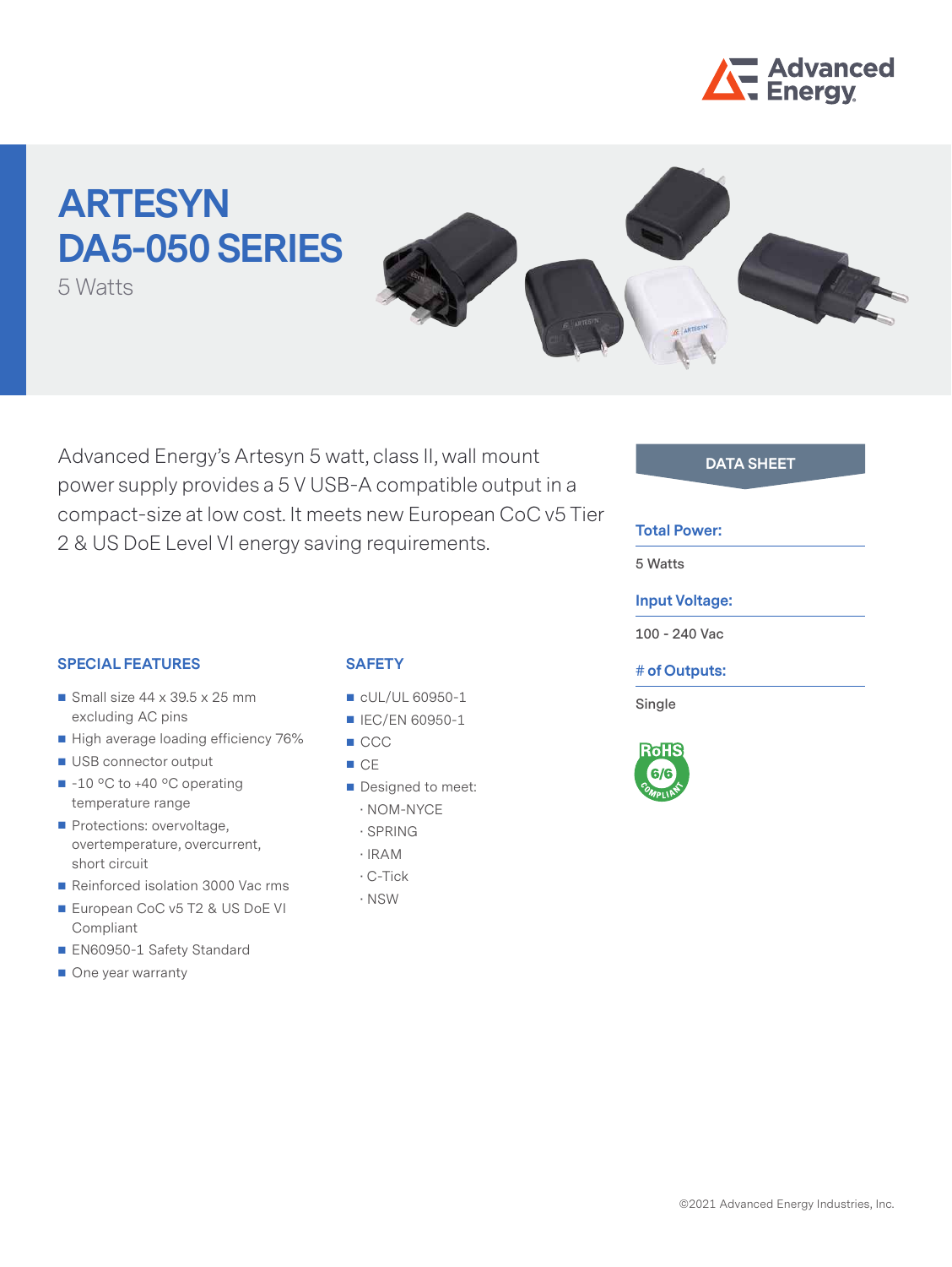# ARTESYN DA5-050 SERIES

5 Watts

Advanced Energy's Artesyn 5 watt, class II, wall mount power supply provides a 5 V USB-A compatible output in a compact-size at low cost. It meets new European CoC v5 Tier 2 & US DoE Level VI energy saving requirements.

## DATA SHEET

**Total Power:**

5 Watts

**Input Voltage:**

100 - 240 Vac

**# of Outputs:**

Single

RoHS 6/6 COMPLIANT

## SPECIAL FEATURES

- Small size 44 x 39.5 x 25 mm excluding AC pins
- High average loading efficiency 76%
- USB connector output
- -10 °C to +40 °C operating temperature range
- Protections: overvoltage, overtemperature, overcurrent, short circuit
- Reinforced isolation 3000 Vac rms
- European CoC v5 T2 & US DoE VI Compliant
- EN60950-1 Safety Standard
- One year warranty

## SAFETY

- cUL/UL 60950-1
- IEC/EN 60950-1
- CCC
- CE
- Designed to meet:
  - NOM-NYCE
  - SPRING
  - IRAM
  - C-Tick
  - NSW

©2021 Advanced Energy Industries, Inc.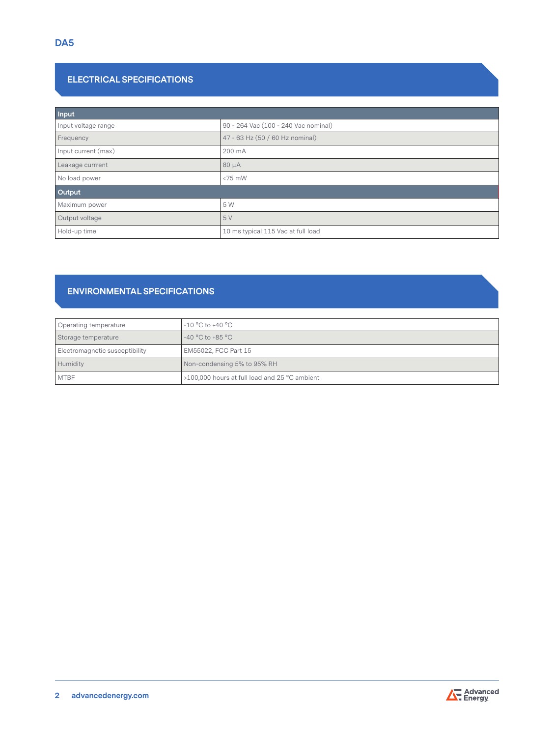# DA5

## ELECTRICAL SPECIFICATIONS

| Input | |
|---|---|
| Input voltage range | 90 - 264 Vac (100 - 240 Vac nominal) |
| Frequency | 47 - 63 Hz (50 / 60 Hz nominal) |
| Input current (max) | 200 mA |
| Leakage currrent | 80 µA |
| No load power | <75 mW |
| **Output** | |
| Maximum power | 5 W |
| Output voltage | 5 V |
| Hold-up time | 10 ms typical 115 Vac at full load |

## ENVIRONMENTAL SPECIFICATIONS

| | |
|---|---|
| Operating temperature | -10 °C to +40 °C |
| Storage temperature | -40 °C to +85 °C |
| Electromagnetic susceptibility | EM55022, FCC Part 15 |
| Humidity | Non-condensing 5% to 95% RH |
| MTBF | >100,000 hours at full load and 25 °C ambient |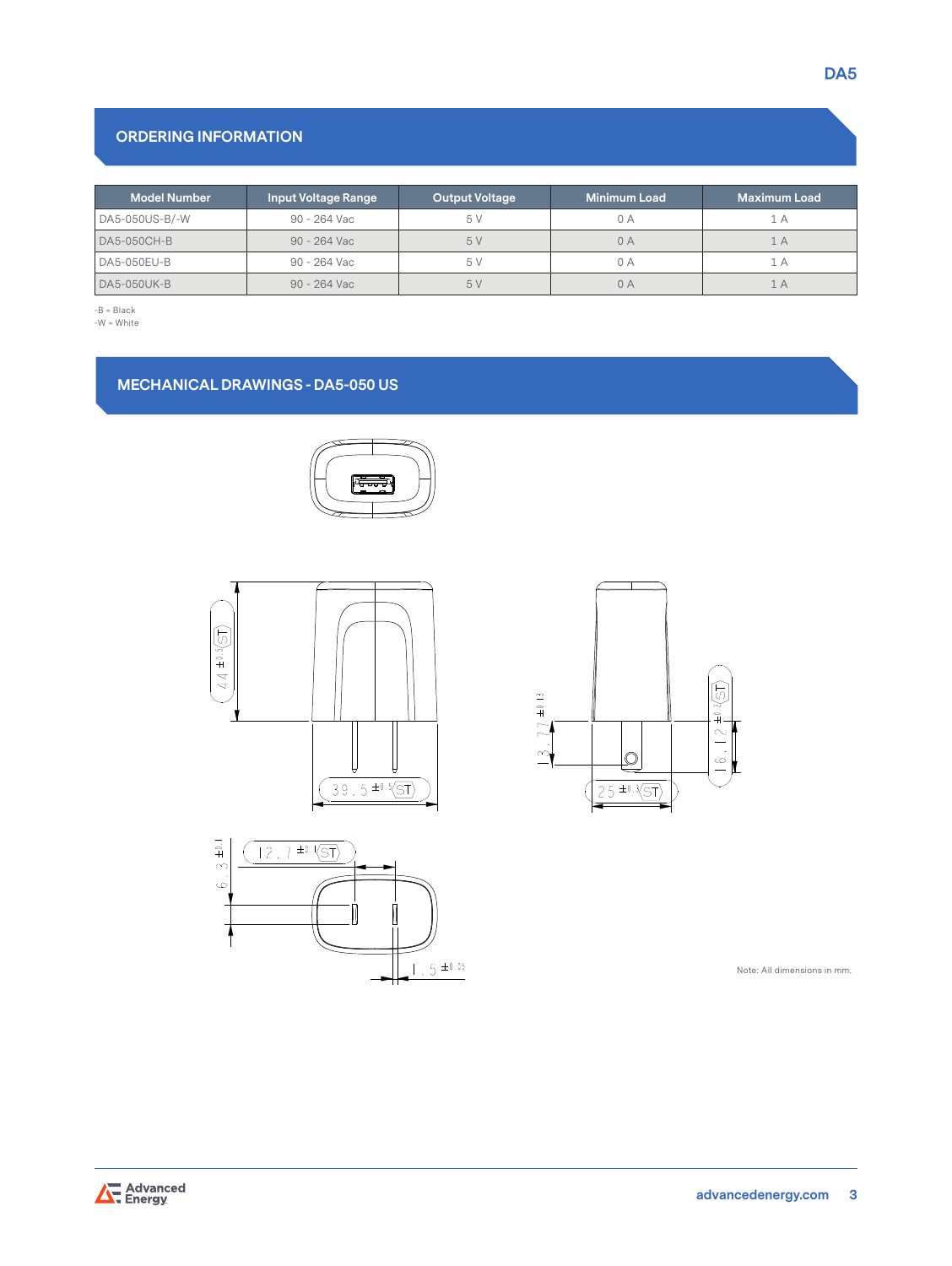## ORDERING INFORMATION

| Model Number | Input Voltage Range | Output Voltage | Minimum Load | Maximum Load |
|---|---|---|---|---|
| DA5-050US-B/-W | 90 - 264 Vac | 5 V | 0 A | 1 A |
| DA5-050CH-B | 90 - 264 Vac | 5 V | 0 A | 1 A |
| DA5-050EU-B | 90 - 264 Vac | 5 V | 0 A | 1 A |
| DA5-050UK-B | 90 - 264 Vac | 5 V | 0 A | 1 A |

-B = Black
-W = White

## MECHANICAL DRAWINGS - DA5-050 US

44 ±0.5 (ST)

39.5 ±0.5 (ST)

13.77 ±0.13

16.12 ±0.2 (ST)

25 ±0.3 (ST)

6.3 ±0.1

12.7 ±0.1 (ST)

1.5 ±0.05

Note: All dimensions in mm.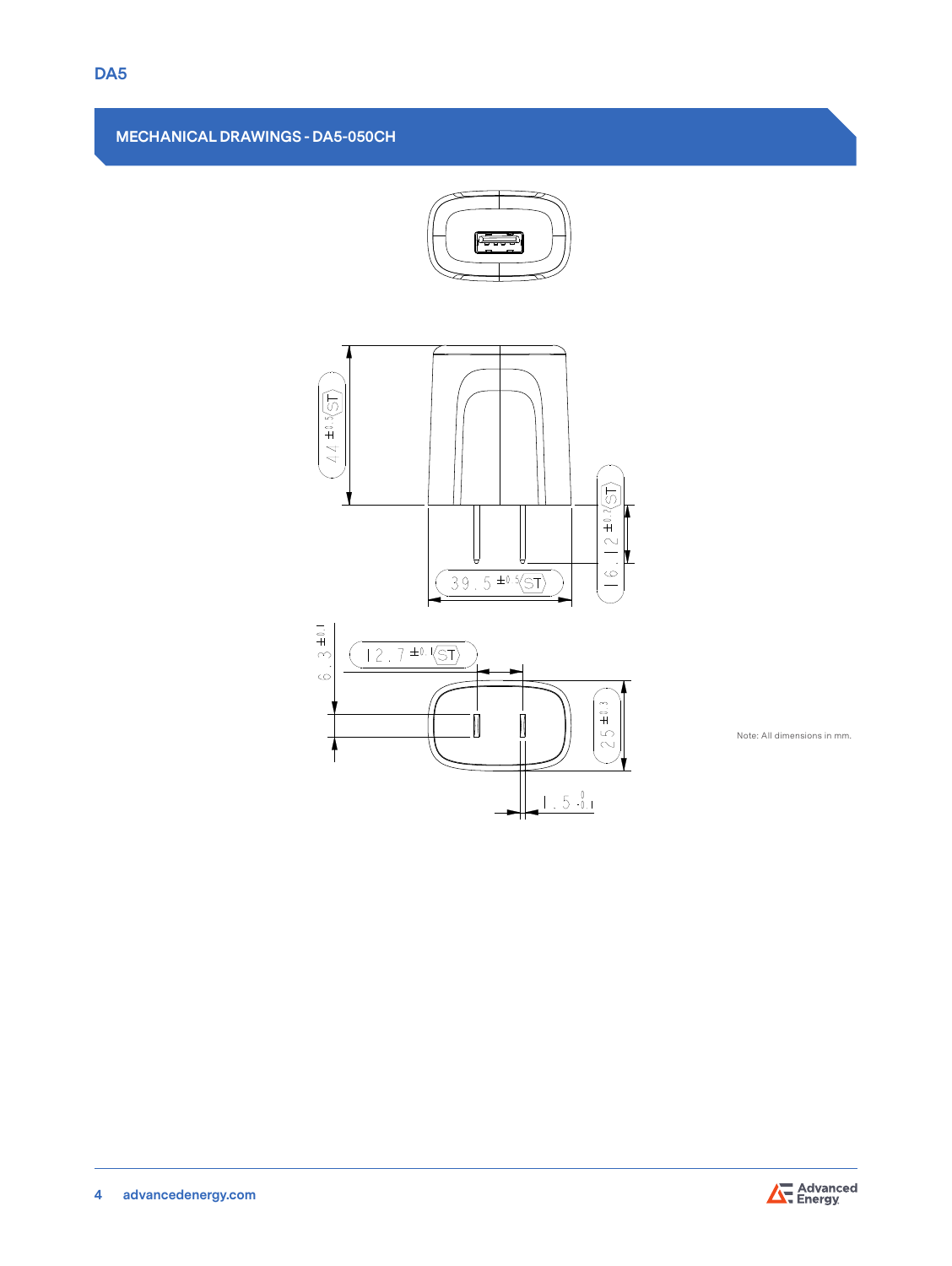## MECHANICAL DRAWINGS - DA5-050CH

44 ±0.5 ST

16.12 ±0.2 ST

39.5 ±0.5 ST

6.3 ±0.1

12.7 ±0.1 ST

25 ±0.3

1.5 $^{0}_{-0.1}$

Note: All dimensions in mm.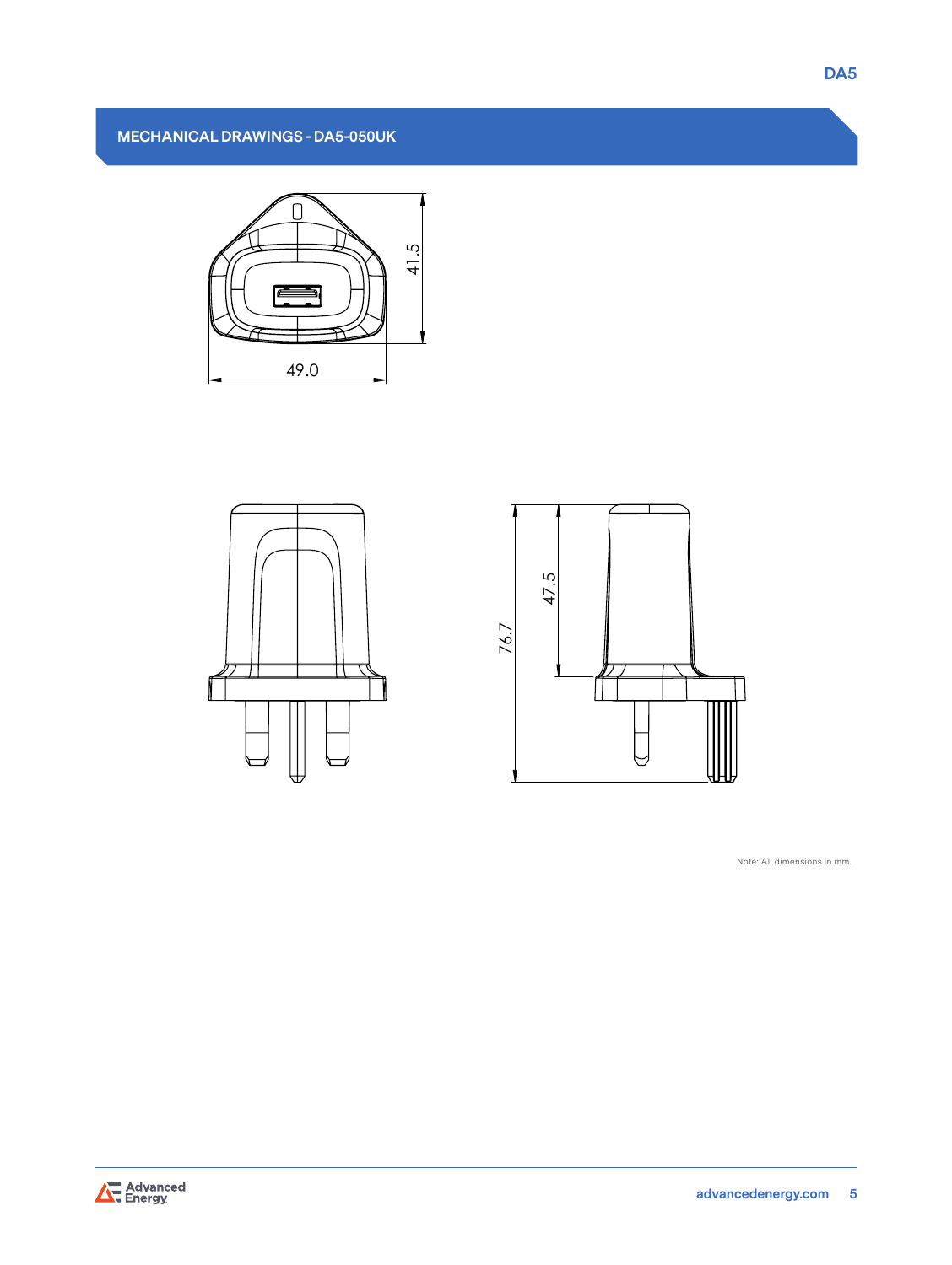## MECHANICAL DRAWINGS - DA5-050UK

41.5

49.0

76.7

47.5

Note: All dimensions in mm.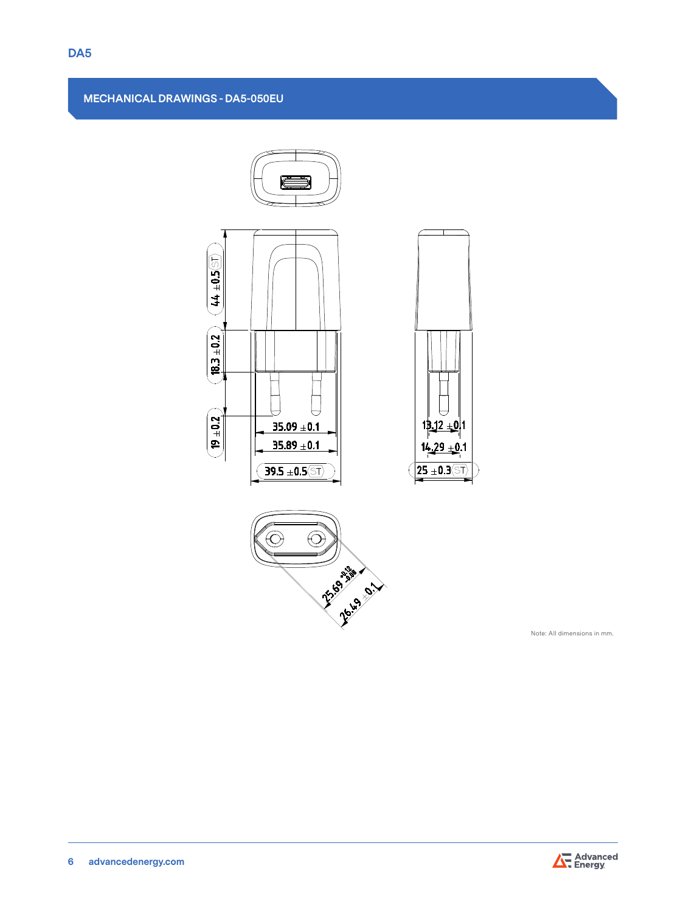## MECHANICAL DRAWINGS - DA5-050EU

44 ±0.5 (ST)

18.3 ±0.2

19 ±0.2

35.09 ±0.1

35.89 ±0.1

39.5 ±0.5 (ST)

13.12 ±0.1

14.29 ±0.1

25 ±0.3 (ST)

$25.69^{+0.12}_{-0.08}$

26.49 ±0.1

Note: All dimensions in mm.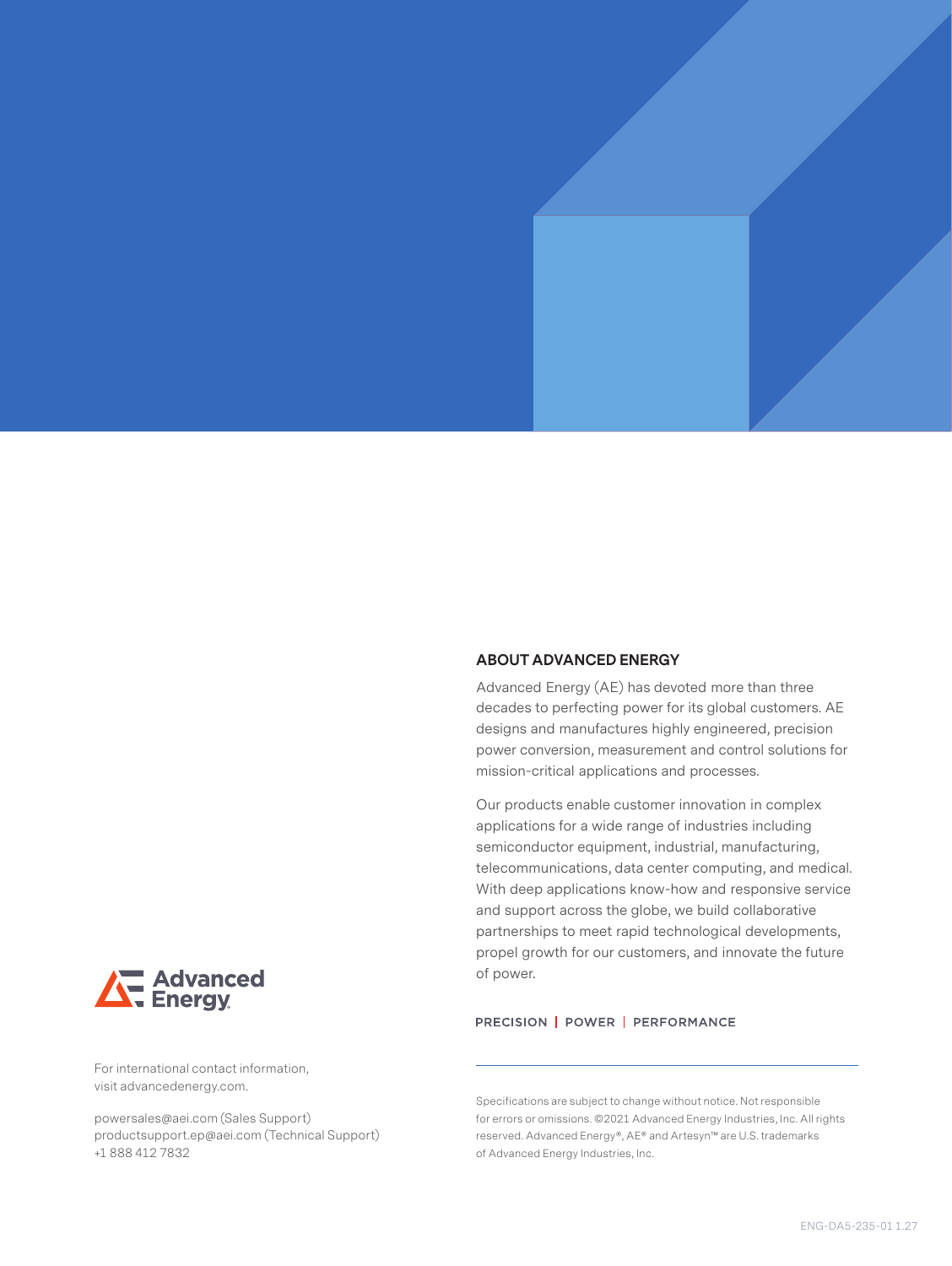## ABOUT ADVANCED ENERGY

Advanced Energy (AE) has devoted more than three decades to perfecting power for its global customers. AE designs and manufactures highly engineered, precision power conversion, measurement and control solutions for mission-critical applications and processes.

Our products enable customer innovation in complex applications for a wide range of industries including semiconductor equipment, industrial, manufacturing, telecommunications, data center computing, and medical. With deep applications know-how and responsive service and support across the globe, we build collaborative partnerships to meet rapid technological developments, propel growth for our customers, and innovate the future of power.

PRECISION | POWER | PERFORMANCE

Advanced Energy

For international contact information, visit advancedenergy.com.

powersales@aei.com (Sales Support)
productsupport.ep@aei.com (Technical Support)
+1 888 412 7832

Specifications are subject to change without notice. Not responsible for errors or omissions. ©2021 Advanced Energy Industries, Inc. All rights reserved. Advanced Energy®, AE® and Artesyn™ are U.S. trademarks of Advanced Energy Industries, Inc.

ENG-DA5-235-01 1.27